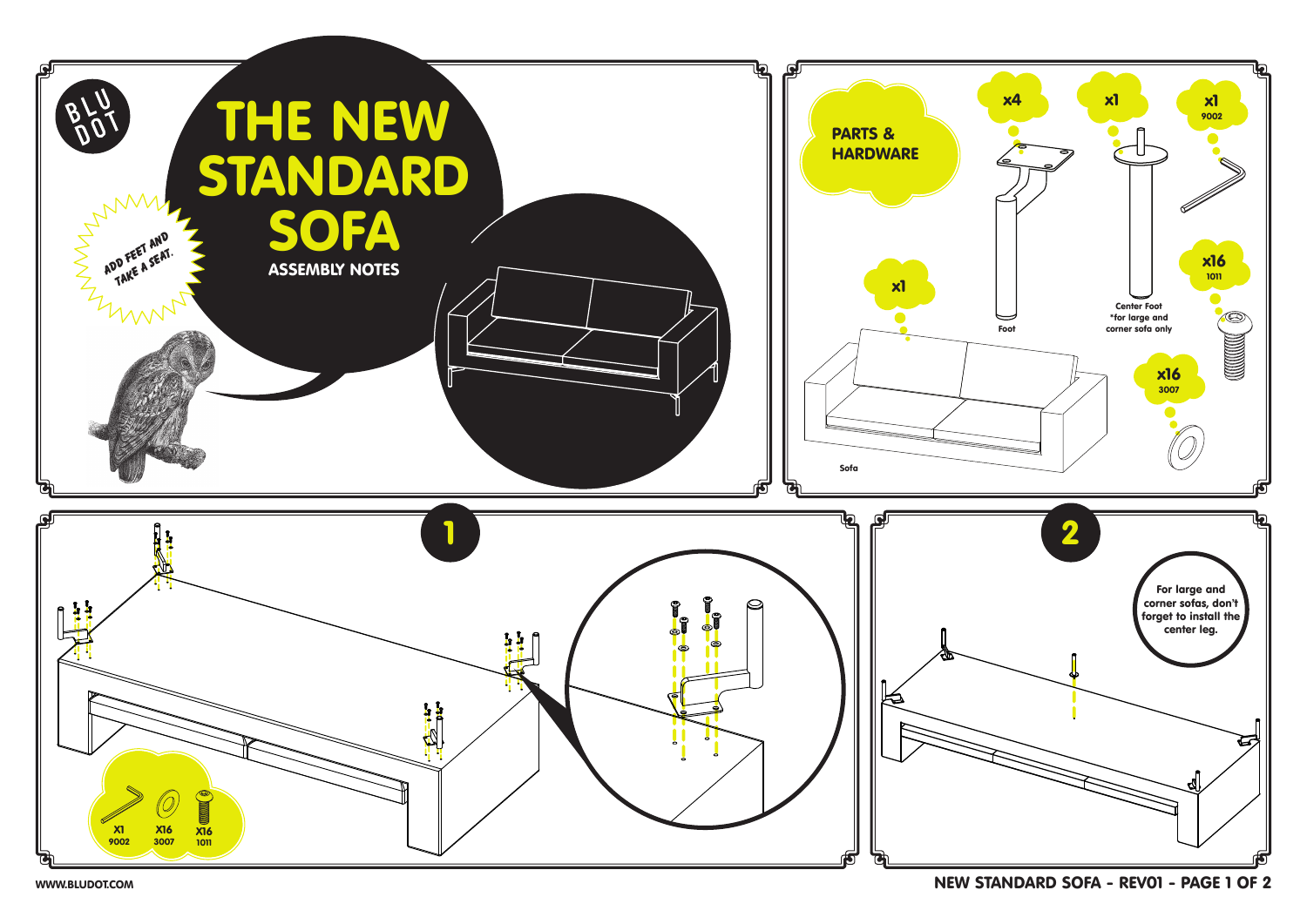BLU DOT

# THE NEW STANDARD SOFA

**ASSEMBLY NOTES**

*ADD FEET AND TAKE A SEAT.*

## PARTS & HARDWARE

- x4 — Foot
- x1 — Center Foot *for large and corner sofa only
- x1 — 9002
- x16 — 1011
- x16 — 3007
- x1 — Sofa

## 1

- X1 — 9002
- X16 — 3007
- X16 — 1011

## 2

For large and corner sofas, don't forget to install the center leg.

WWW.BLUDOT.COM

NEW STANDARD SOFA - REV01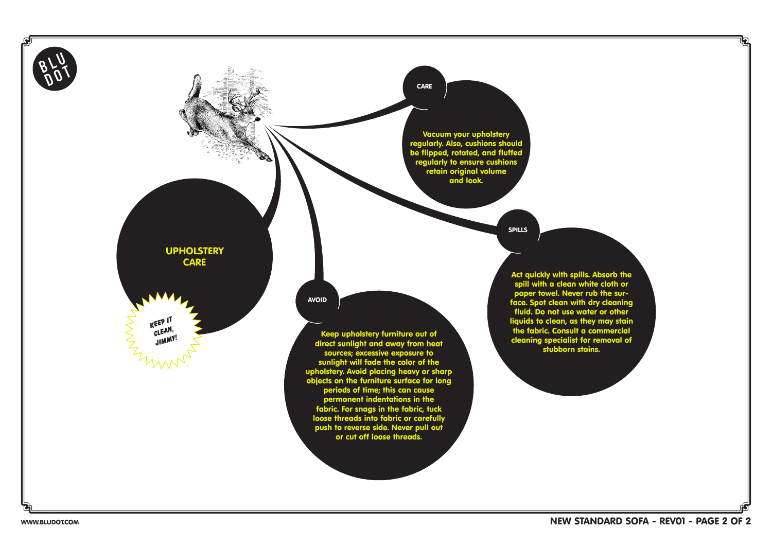# UPHOLSTERY CARE

KEEP IT CLEAN, JIMMY!

## CARE

Vacuum your upholstery regularly. Also, cushions should be flipped, rotated, and fluffed regularly to ensure cushions retain original volume and look.

## SPILLS

Act quickly with spills. Absorb the spill with a clean white cloth or paper towel. Never rub the surface. Spot clean with dry cleaning fluid. Do not use water or other liquids to clean, as they may stain the fabric. Consult a commercial cleaning specialist for removal of stubborn stains.

## AVOID

Keep upholstery furniture out of direct sunlight and away from heat sources; excessive exposure to sunlight will fade the color of the upholstery. Avoid placing heavy or sharp objects on the furniture surface for long periods of time; this can cause permanent indentations in the fabric. For snags in the fabric, tuck loose threads into fabric or carefully push to reverse side. Never pull out or cut off loose threads.